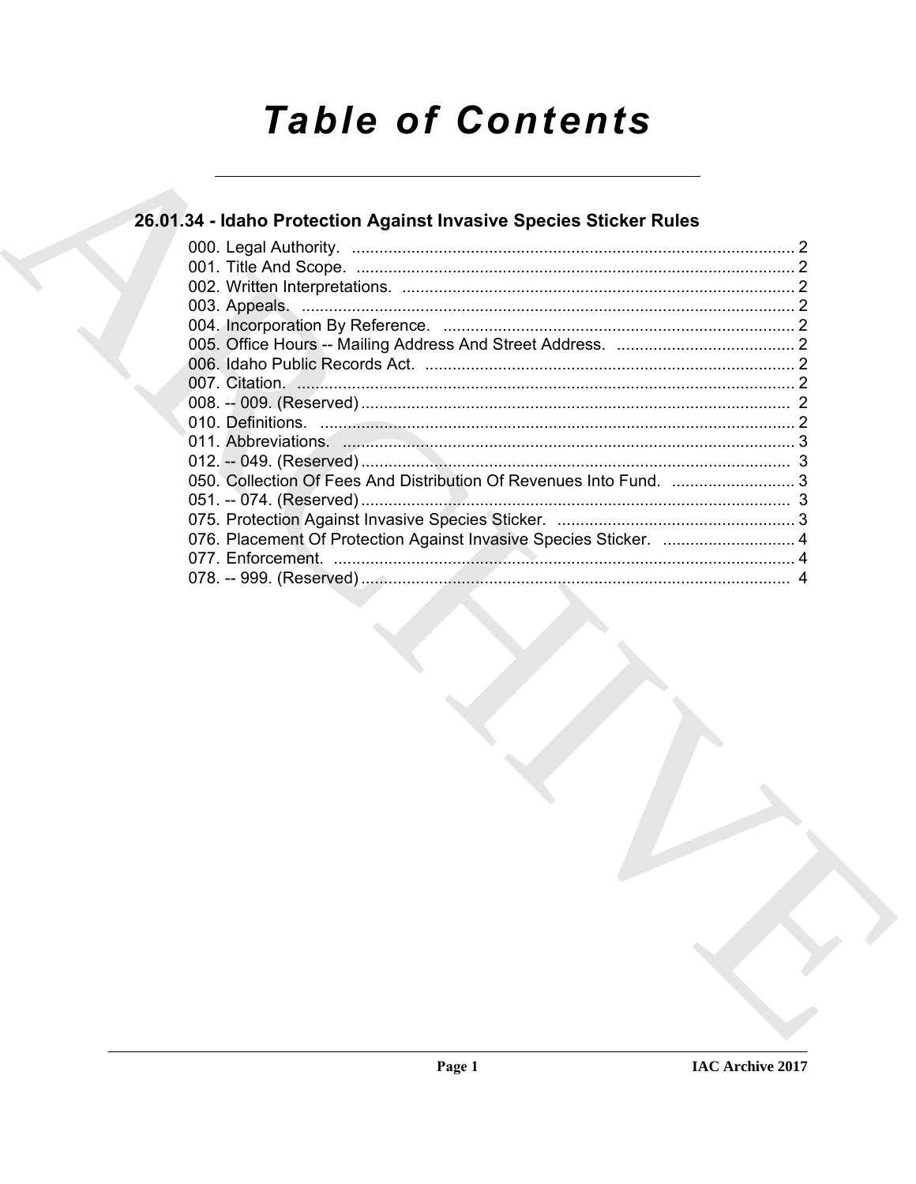# Table of Contents

## 26.01.34 - Idaho Protection Against Invasive Species Sticker Rules

000. Legal Authority. ........................................................................................ 2
001. Title And Scope. ........................................................................................ 2
002. Written Interpretations. .............................................................................. 2
003. Appeals. .................................................................................................... 2
004. Incorporation By Reference. ..................................................................... 2
005. Office Hours -- Mailing Address And Street Address. ............................... 2
006. Idaho Public Records Act. ......................................................................... 2
007. Citation. ..................................................................................................... 2
008. -- 009. (Reserved) ...................................................................................... 2
010. Definitions. ................................................................................................ 2
011. Abbreviations. ........................................................................................... 3
012. -- 049. (Reserved) ...................................................................................... 3
050. Collection Of Fees And Distribution Of Revenues Into Fund. ................... 3
051. -- 074. (Reserved) ...................................................................................... 3
075. Protection Against Invasive Species Sticker. ............................................ 3
076. Placement Of Protection Against Invasive Species Sticker. ..................... 4
077. Enforcement. ............................................................................................. 4
078. -- 999. (Reserved) ...................................................................................... 4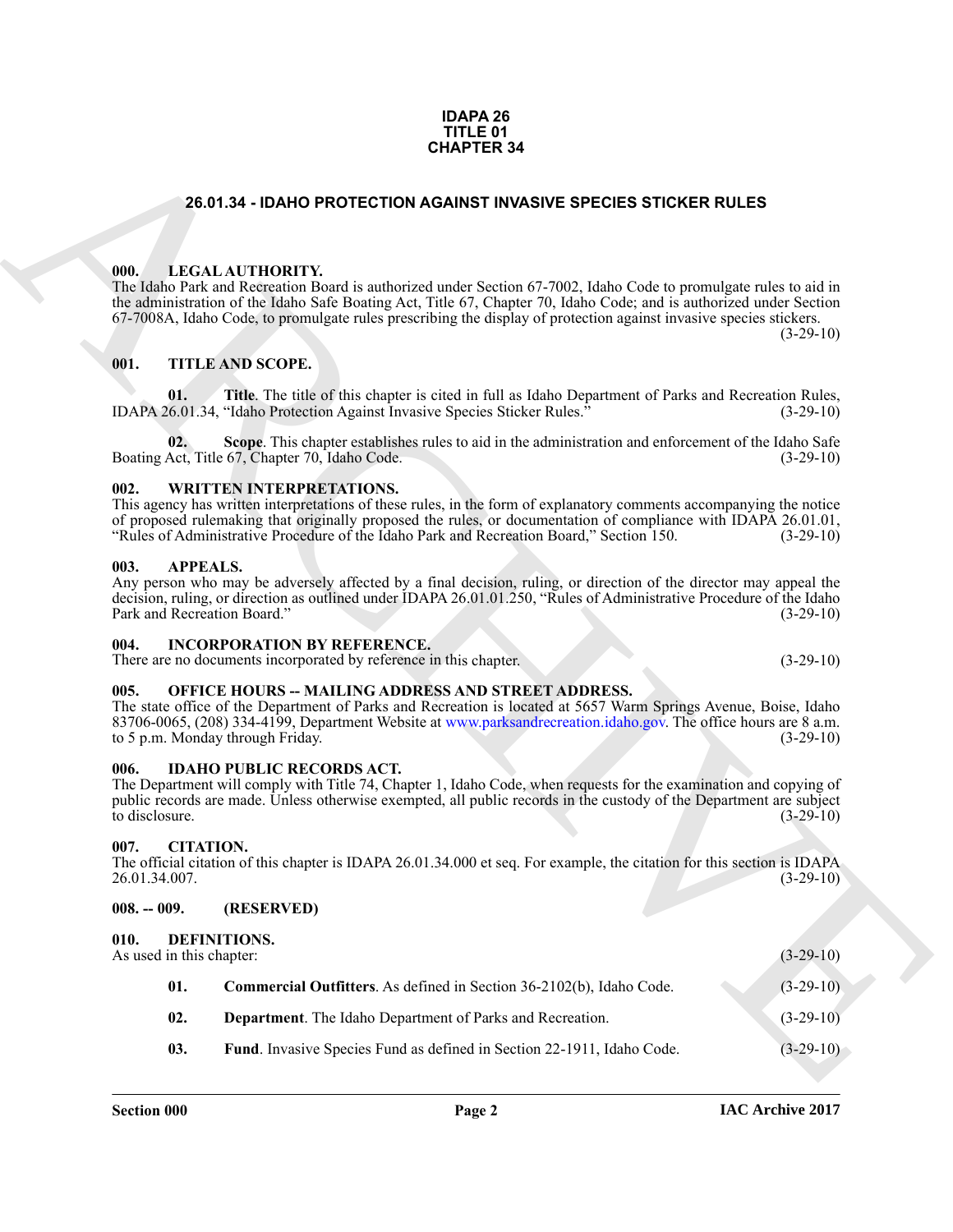**IDAPA 26**
**TITLE 01**
**CHAPTER 34**

# 26.01.34 - IDAHO PROTECTION AGAINST INVASIVE SPECIES STICKER RULES

### 000. LEGAL AUTHORITY.

The Idaho Park and Recreation Board is authorized under Section 67-7002, Idaho Code to promulgate rules to aid in the administration of the Idaho Safe Boating Act, Title 67, Chapter 70, Idaho Code; and is authorized under Section 67-7008A, Idaho Code, to promulgate rules prescribing the display of protection against invasive species stickers. (3-29-10)

### 001. TITLE AND SCOPE.

**01. Title**. The title of this chapter is cited in full as Idaho Department of Parks and Recreation Rules, IDAPA 26.01.34, "Idaho Protection Against Invasive Species Sticker Rules." (3-29-10)

**02. Scope**. This chapter establishes rules to aid in the administration and enforcement of the Idaho Safe Boating Act, Title 67, Chapter 70, Idaho Code. (3-29-10)

### 002. WRITTEN INTERPRETATIONS.

This agency has written interpretations of these rules, in the form of explanatory comments accompanying the notice of proposed rulemaking that originally proposed the rules, or documentation of compliance with IDAPA 26.01.01, "Rules of Administrative Procedure of the Idaho Park and Recreation Board," Section 150. (3-29-10)

### 003. APPEALS.

Any person who may be adversely affected by a final decision, ruling, or direction of the director may appeal the decision, ruling, or direction as outlined under IDAPA 26.01.01.250, "Rules of Administrative Procedure of the Idaho Park and Recreation Board." (3-29-10)

### 004. INCORPORATION BY REFERENCE.

There are no documents incorporated by reference in this chapter. (3-29-10)

### 005. OFFICE HOURS -- MAILING ADDRESS AND STREET ADDRESS.

The state office of the Department of Parks and Recreation is located at 5657 Warm Springs Avenue, Boise, Idaho 83706-0065, (208) 334-4199, Department Website at www.parksandrecreation.idaho.gov. The office hours are 8 a.m. to 5 p.m. Monday through Friday. (3-29-10)

### 006. IDAHO PUBLIC RECORDS ACT.

The Department will comply with Title 74, Chapter 1, Idaho Code, when requests for the examination and copying of public records are made. Unless otherwise exempted, all public records in the custody of the Department are subject to disclosure. (3-29-10)

### 007. CITATION.

The official citation of this chapter is IDAPA 26.01.34.000 et seq. For example, the citation for this section is IDAPA 26.01.34.007. (3-29-10)

### 008. -- 009. (RESERVED)

### 010. DEFINITIONS.

As used in this chapter: (3-29-10)

**01. Commercial Outfitters**. As defined in Section 36-2102(b), Idaho Code. (3-29-10)

**02. Department**. The Idaho Department of Parks and Recreation. (3-29-10)

**03. Fund**. Invasive Species Fund as defined in Section 22-1911, Idaho Code. (3-29-10)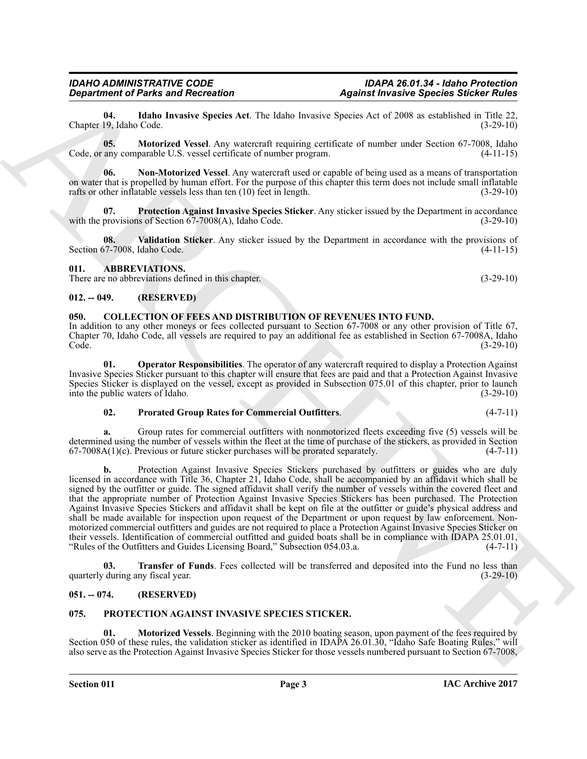**04. Idaho Invasive Species Act**. The Idaho Invasive Species Act of 2008 as established in Title 22, Chapter 19, Idaho Code. (3-29-10)

**05. Motorized Vessel**. Any watercraft requiring certificate of number under Section 67-7008, Idaho Code, or any comparable U.S. vessel certificate of number program. (4-11-15)

**06. Non-Motorized Vessel**. Any watercraft used or capable of being used as a means of transportation on water that is propelled by human effort. For the purpose of this chapter this term does not include small inflatable rafts or other inflatable vessels less than ten (10) feet in length. (3-29-10)

**07. Protection Against Invasive Species Sticker**. Any sticker issued by the Department in accordance with the provisions of Section 67-7008(A), Idaho Code. (3-29-10)

**08. Validation Sticker**. Any sticker issued by the Department in accordance with the provisions of Section 67-7008, Idaho Code. (4-11-15)

## 011. ABBREVIATIONS.

There are no abbreviations defined in this chapter. (3-29-10)

## 012. -- 049. (RESERVED)

## 050. COLLECTION OF FEES AND DISTRIBUTION OF REVENUES INTO FUND.

In addition to any other moneys or fees collected pursuant to Section 67-7008 or any other provision of Title 67, Chapter 70, Idaho Code, all vessels are required to pay an additional fee as established in Section 67-7008A, Idaho Code. (3-29-10)

**01. Operator Responsibilities**. The operator of any watercraft required to display a Protection Against Invasive Species Sticker pursuant to this chapter will ensure that fees are paid and that a Protection Against Invasive Species Sticker is displayed on the vessel, except as provided in Subsection 075.01 of this chapter, prior to launch into the public waters of Idaho. (3-29-10)

**02. Prorated Group Rates for Commercial Outfitters**. (4-7-11)

**a.** Group rates for commercial outfitters with nonmotorized fleets exceeding five (5) vessels will be determined using the number of vessels within the fleet at the time of purchase of the stickers, as provided in Section 67-7008A(1)(c). Previous or future sticker purchases will be prorated separately. (4-7-11)

**b.** Protection Against Invasive Species Stickers purchased by outfitters or guides who are duly licensed in accordance with Title 36, Chapter 21, Idaho Code, shall be accompanied by an affidavit which shall be signed by the outfitter or guide. The signed affidavit shall verify the number of vessels within the covered fleet and that the appropriate number of Protection Against Invasive Species Stickers has been purchased. The Protection Against Invasive Species Stickers and affidavit shall be kept on file at the outfitter or guide's physical address and shall be made available for inspection upon request of the Department or upon request by law enforcement. Non-motorized commercial outfitters and guides are not required to place a Protection Against Invasive Species Sticker on their vessels. Identification of commercial outfitted and guided boats shall be in compliance with IDAPA 25.01.01, "Rules of the Outfitters and Guides Licensing Board," Subsection 054.03.a. (4-7-11)

**03. Transfer of Funds**. Fees collected will be transferred and deposited into the Fund no less than quarterly during any fiscal year. (3-29-10)

## 051. -- 074. (RESERVED)

## 075. PROTECTION AGAINST INVASIVE SPECIES STICKER.

**01. Motorized Vessels**. Beginning with the 2010 boating season, upon payment of the fees required by Section 050 of these rules, the validation sticker as identified in IDAPA 26.01.30, "Idaho Safe Boating Rules," will also serve as the Protection Against Invasive Species Sticker for those vessels numbered pursuant to Section 67-7008,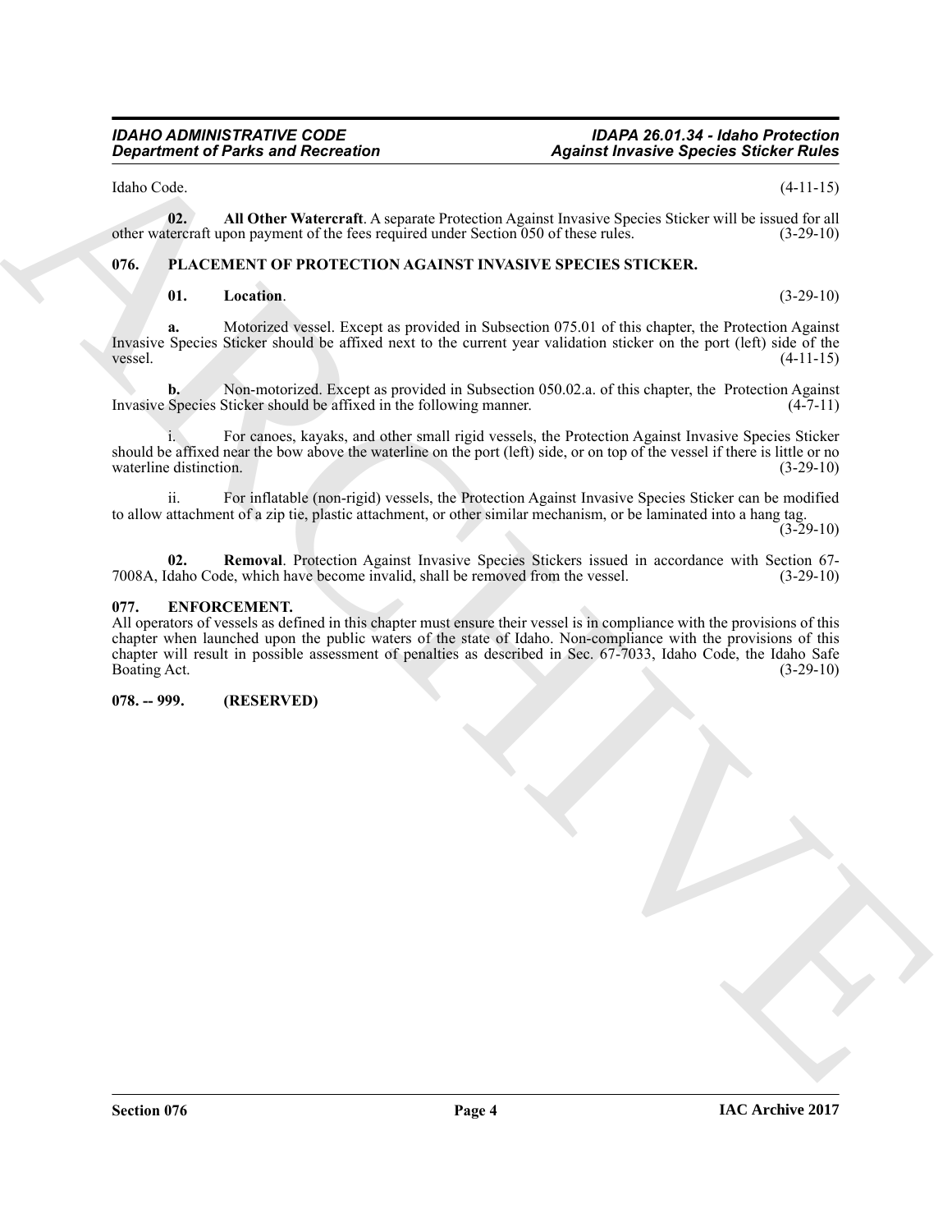Idaho Code. (4-11-15)

**02. All Other Watercraft**. A separate Protection Against Invasive Species Sticker will be issued for all other watercraft upon payment of the fees required under Section 050 of these rules. (3-29-10)

## 076. PLACEMENT OF PROTECTION AGAINST INVASIVE SPECIES STICKER.

**01. Location**. (3-29-10)

**a.** Motorized vessel. Except as provided in Subsection 075.01 of this chapter, the Protection Against Invasive Species Sticker should be affixed next to the current year validation sticker on the port (left) side of the vessel. (4-11-15)

**b.** Non-motorized. Except as provided in Subsection 050.02.a. of this chapter, the Protection Against Invasive Species Sticker should be affixed in the following manner. (4-7-11)

i. For canoes, kayaks, and other small rigid vessels, the Protection Against Invasive Species Sticker should be affixed near the bow above the waterline on the port (left) side, or on top of the vessel if there is little or no waterline distinction. (3-29-10)

ii. For inflatable (non-rigid) vessels, the Protection Against Invasive Species Sticker can be modified to allow attachment of a zip tie, plastic attachment, or other similar mechanism, or be laminated into a hang tag. (3-29-10)

**02. Removal**. Protection Against Invasive Species Stickers issued in accordance with Section 67-7008A, Idaho Code, which have become invalid, shall be removed from the vessel. (3-29-10)

## 077. ENFORCEMENT.

All operators of vessels as defined in this chapter must ensure their vessel is in compliance with the provisions of this chapter when launched upon the public waters of the state of Idaho. Non-compliance with the provisions of this chapter will result in possible assessment of penalties as described in Sec. 67-7033, Idaho Code, the Idaho Safe Boating Act. (3-29-10)

## 078. -- 999. (RESERVED)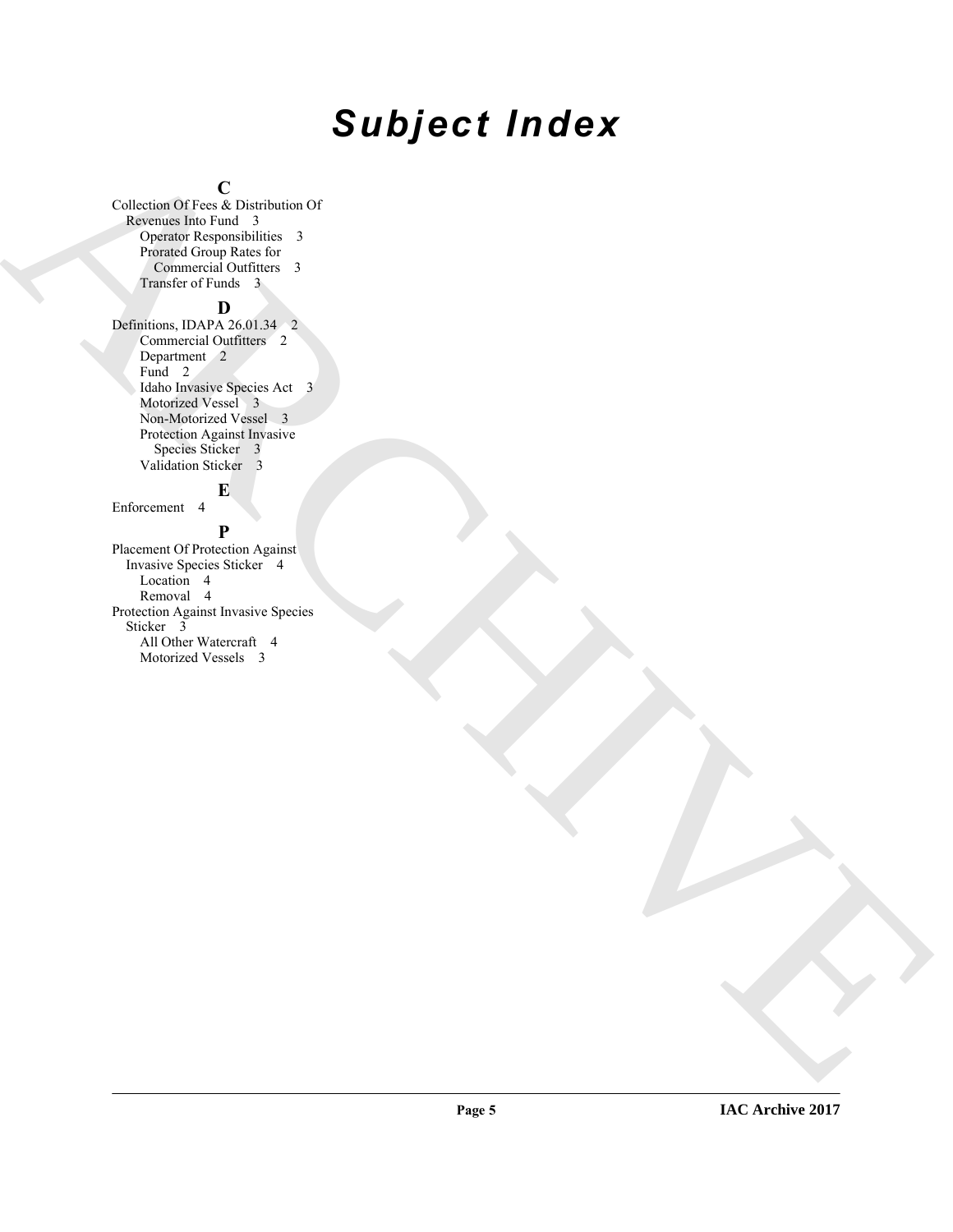# *Subject Index*

**C**

Collection Of Fees & Distribution Of Revenues Into Fund 3
- Operator Responsibilities 3
- Prorated Group Rates for Commercial Outfitters 3
- Transfer of Funds 3

**D**

Definitions, IDAPA 26.01.34 2
- Commercial Outfitters 2
- Department 2
- Fund 2
- Idaho Invasive Species Act 3
- Motorized Vessel 3
- Non-Motorized Vessel 3
- Protection Against Invasive Species Sticker 3
- Validation Sticker 3

**E**

Enforcement 4

**P**

Placement Of Protection Against Invasive Species Sticker 4
- Location 4
- Removal 4

Protection Against Invasive Species Sticker 3
- All Other Watercraft 4
- Motorized Vessels 3